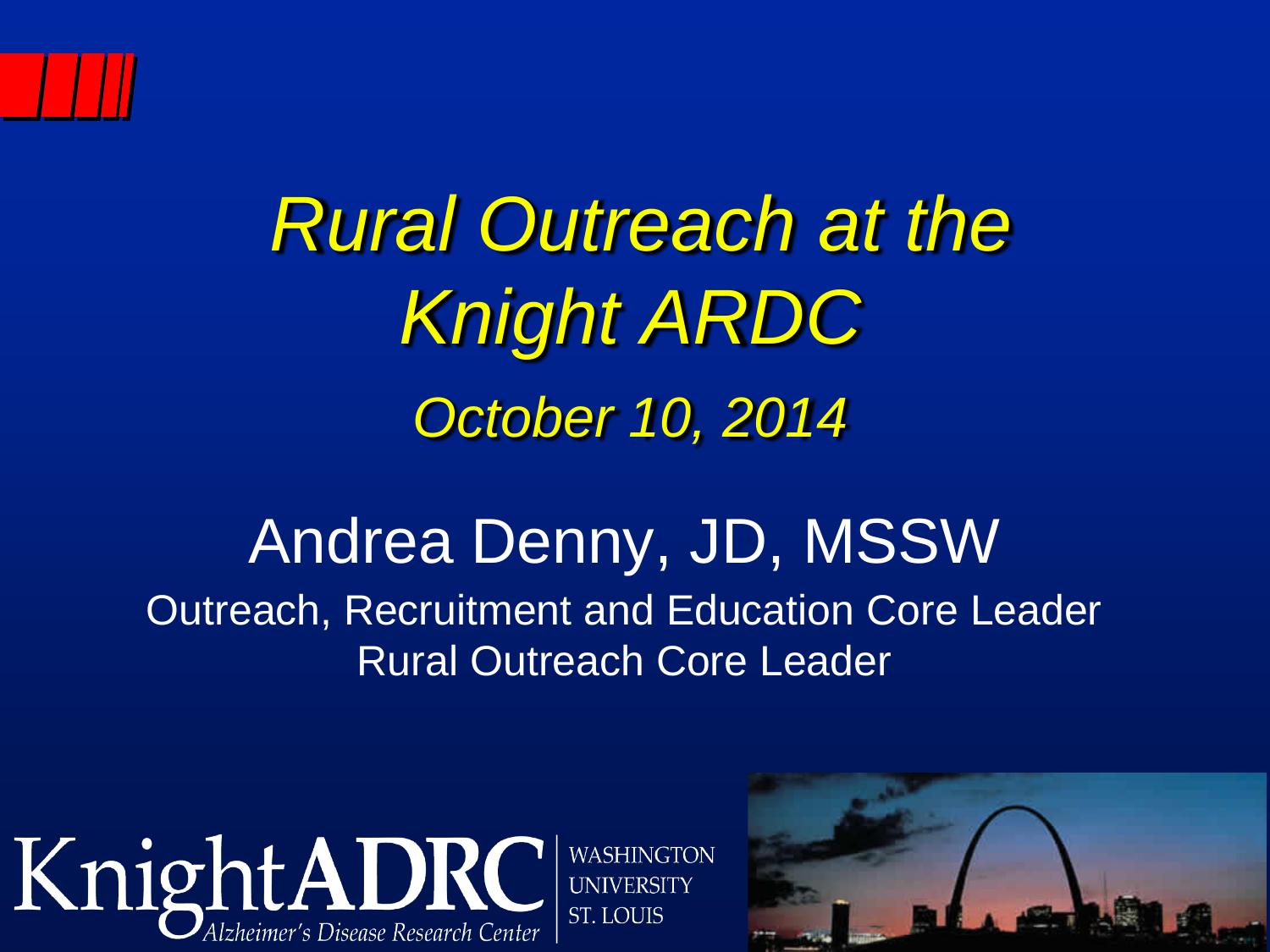# *Rural Outreach at the Knight ARDC*

*October 10, 2014*

Andrea Denny, JD, MSSW

Outreach, Recruitment and Education Core Leader

Rural Outreach Core Leader

KnightADRC Alzheimer's Disease Research Center

WASHINGTON UNIVERSITY ST. LOUIS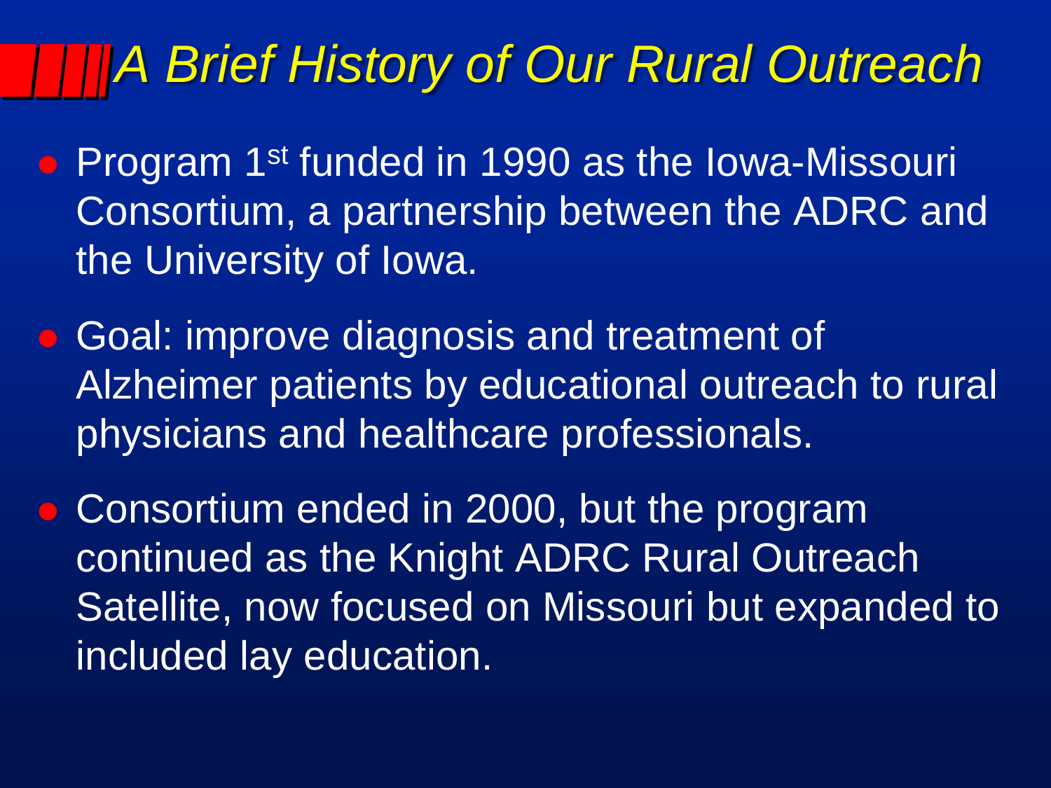# A Brief History of Our Rural Outreach

- Program 1st funded in 1990 as the Iowa-Missouri Consortium, a partnership between the ADRC and the University of Iowa.
- Goal: improve diagnosis and treatment of Alzheimer patients by educational outreach to rural physicians and healthcare professionals.
- Consortium ended in 2000, but the program continued as the Knight ADRC Rural Outreach Satellite, now focused on Missouri but expanded to included lay education.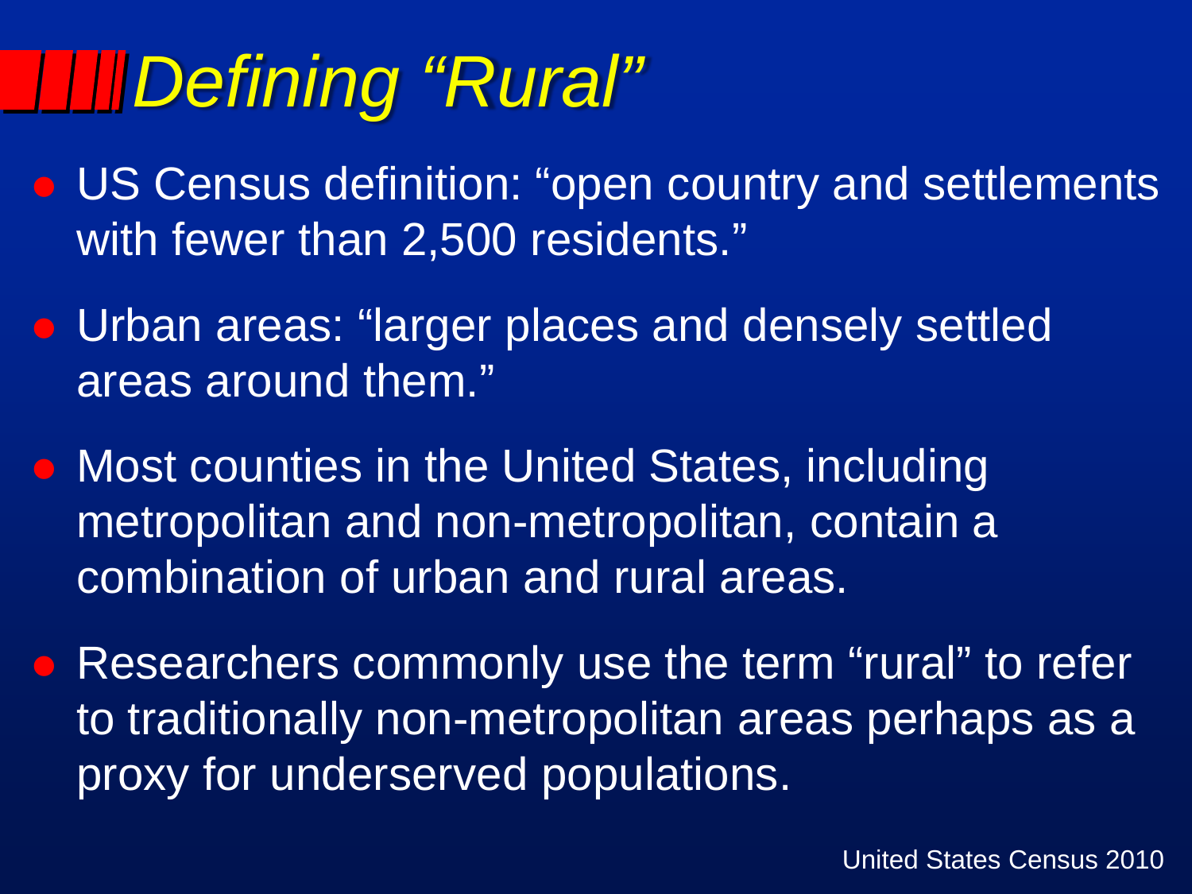# *Defining "Rural"*

- US Census definition: "open country and settlements with fewer than 2,500 residents."
- Urban areas: "larger places and densely settled areas around them."
- Most counties in the United States, including metropolitan and non-metropolitan, contain a combination of urban and rural areas.
- Researchers commonly use the term "rural" to refer to traditionally non-metropolitan areas perhaps as a proxy for underserved populations.

United States Census 2010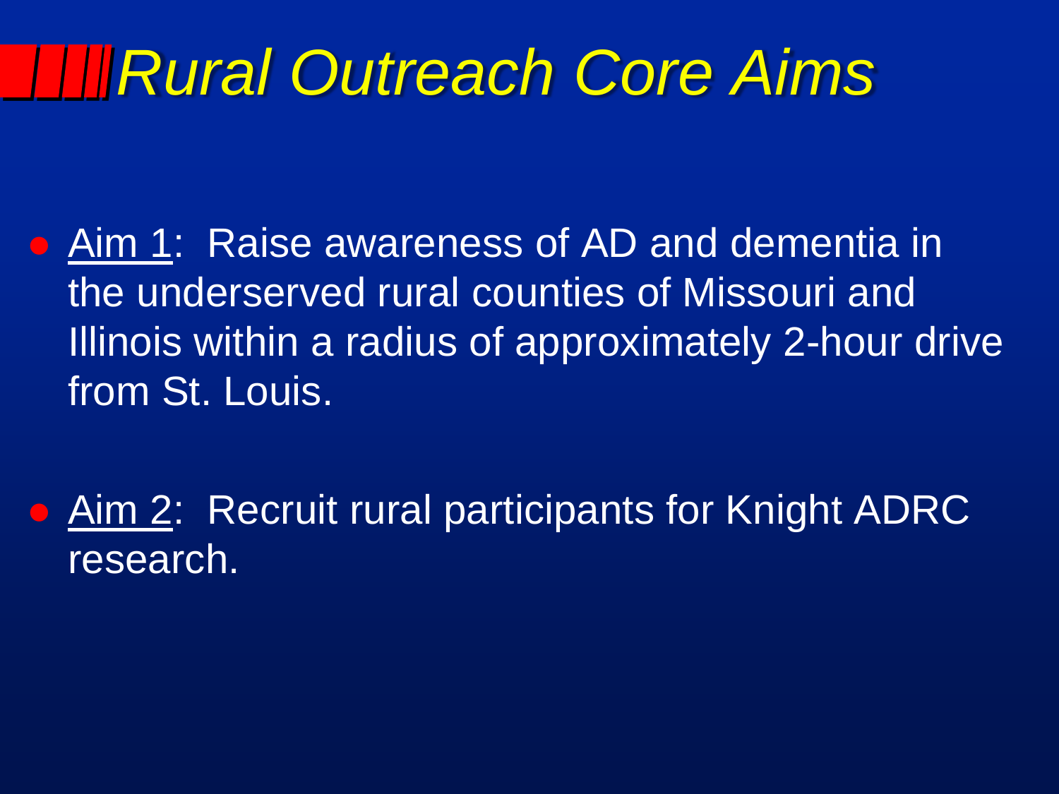# *Rural Outreach Core Aims*

- Aim 1: Raise awareness of AD and dementia in the underserved rural counties of Missouri and Illinois within a radius of approximately 2-hour drive from St. Louis.

- Aim 2: Recruit rural participants for Knight ADRC research.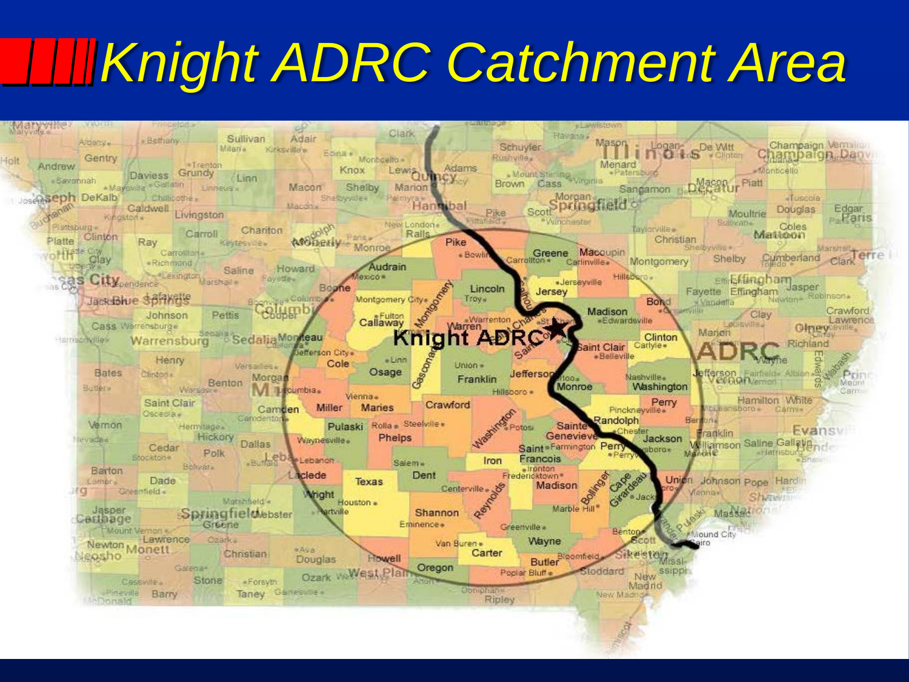# Knight ADRC Catchment Area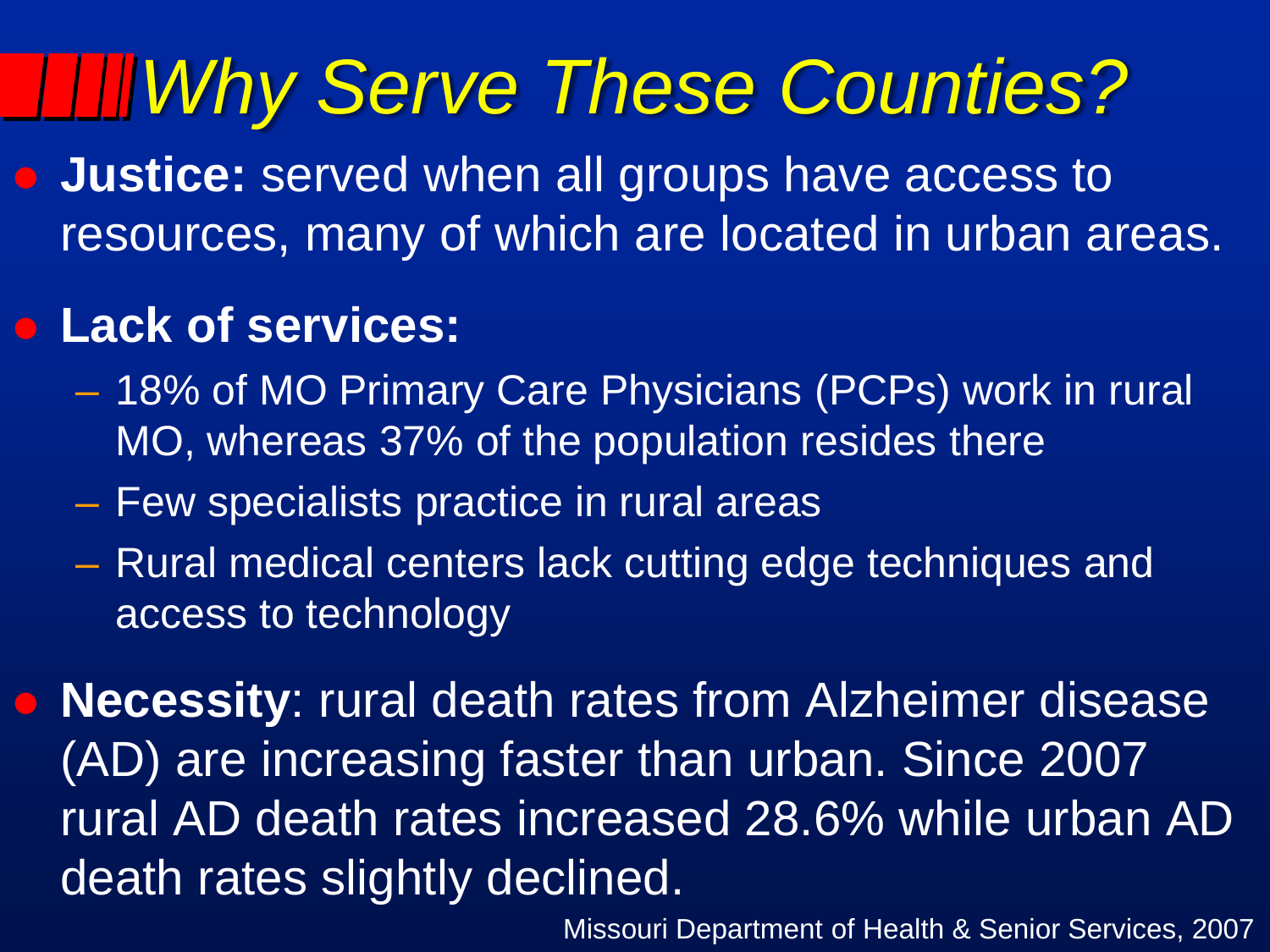# *Why Serve These Counties?*

- **Justice:** served when all groups have access to resources, many of which are located in urban areas.
- **Lack of services:**
  - 18% of MO Primary Care Physicians (PCPs) work in rural MO, whereas 37% of the population resides there
  - Few specialists practice in rural areas
  - Rural medical centers lack cutting edge techniques and access to technology
- **Necessity**: rural death rates from Alzheimer disease (AD) are increasing faster than urban. Since 2007 rural AD death rates increased 28.6% while urban AD death rates slightly declined.

Missouri Department of Health & Senior Services, 2007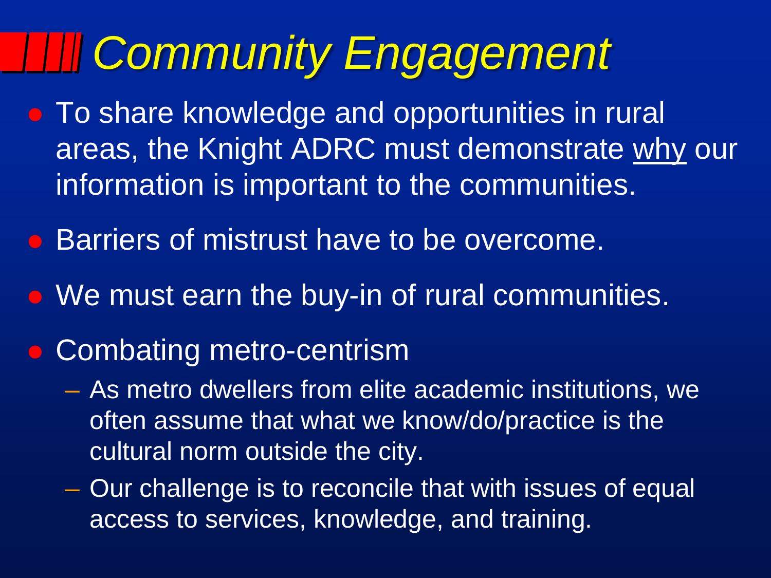# *Community Engagement*

- To share knowledge and opportunities in rural areas, the Knight ADRC must demonstrate <u>why</u> our information is important to the communities.
- Barriers of mistrust have to be overcome.
- We must earn the buy-in of rural communities.
- Combating metro-centrism
  - As metro dwellers from elite academic institutions, we often assume that what we know/do/practice is the cultural norm outside the city.
  - Our challenge is to reconcile that with issues of equal access to services, knowledge, and training.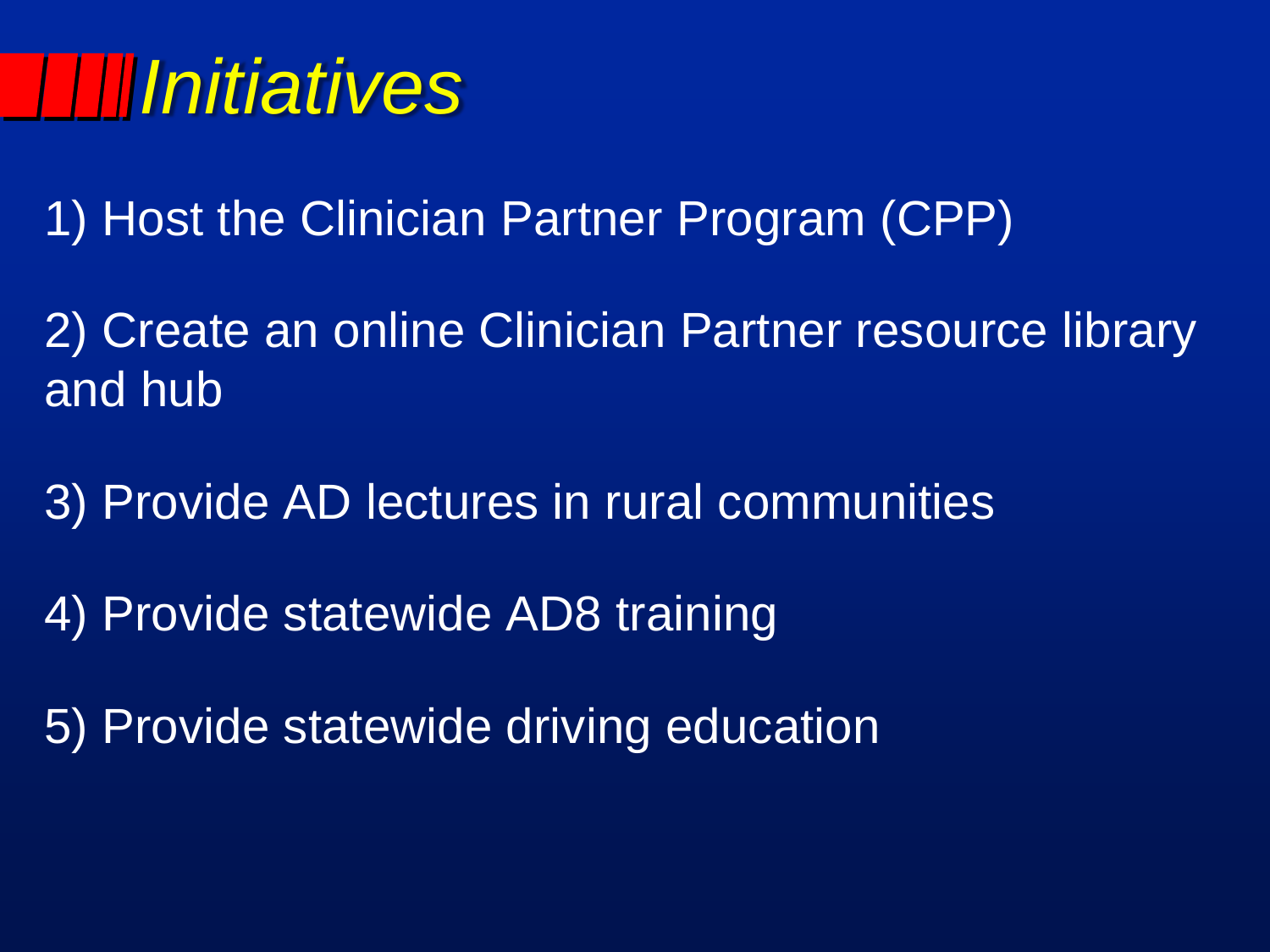# *Initiatives*

1) Host the Clinician Partner Program (CPP)

2) Create an online Clinician Partner resource library and hub

3) Provide AD lectures in rural communities

4) Provide statewide AD8 training

5) Provide statewide driving education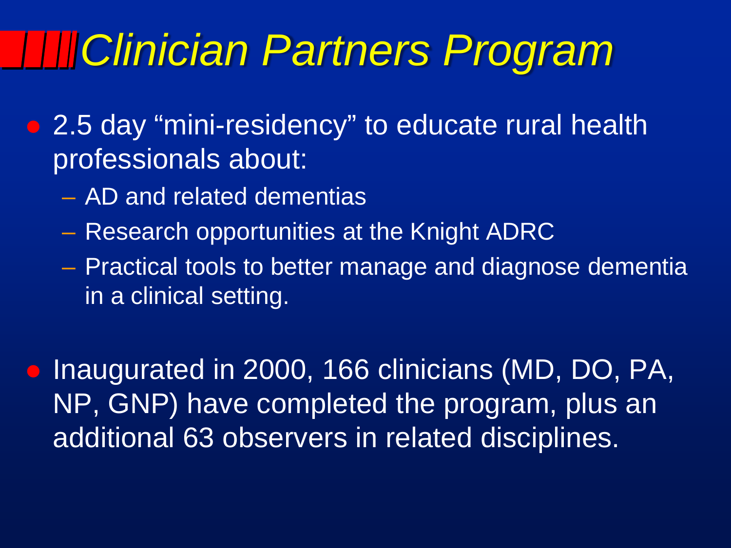# Clinician Partners Program

- 2.5 day "mini-residency" to educate rural health professionals about:
  - AD and related dementias
  - Research opportunities at the Knight ADRC
  - Practical tools to better manage and diagnose dementia in a clinical setting.

- Inaugurated in 2000, 166 clinicians (MD, DO, PA, NP, GNP) have completed the program, plus an additional 63 observers in related disciplines.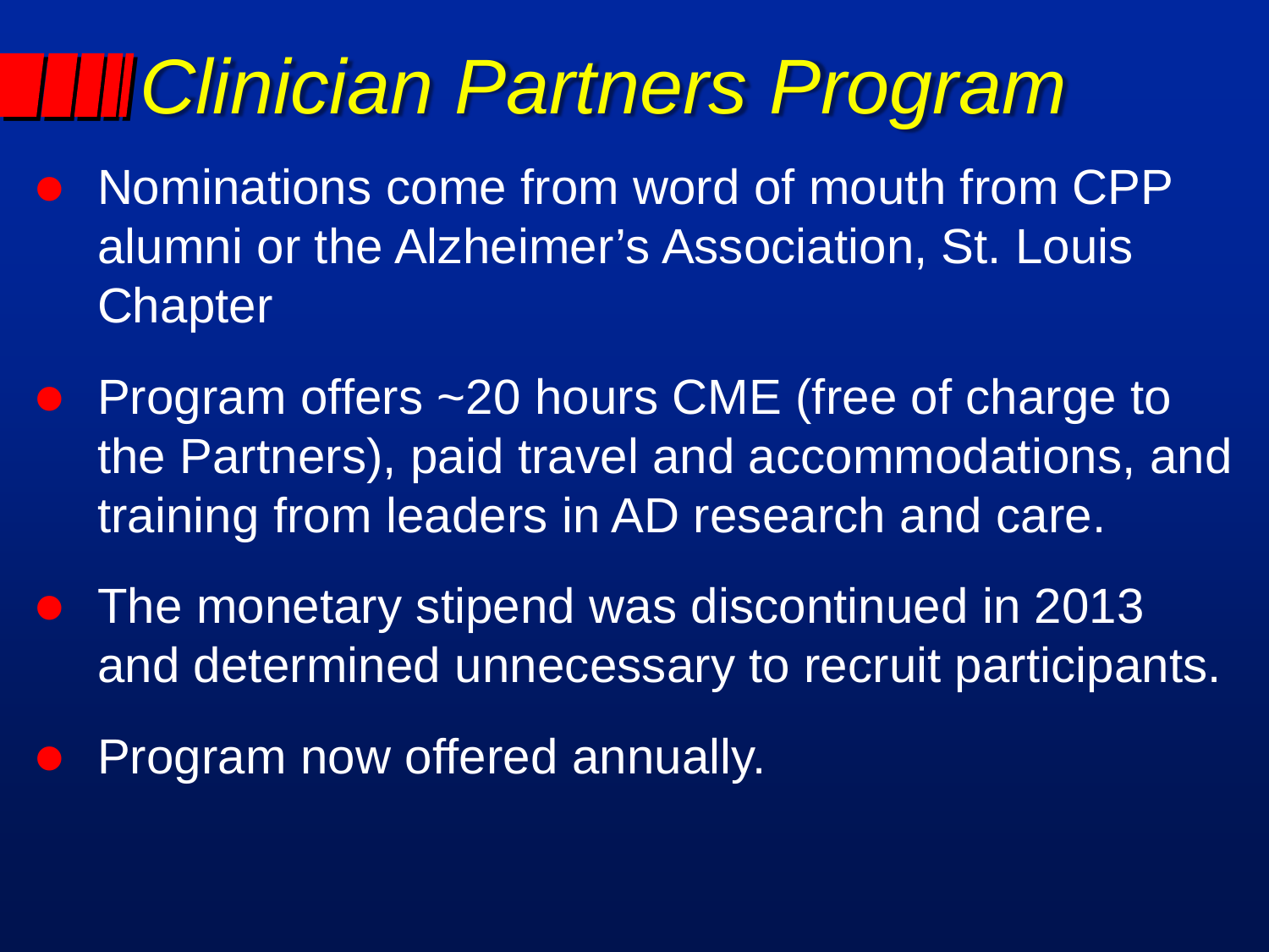# *Clinician Partners Program*

- Nominations come from word of mouth from CPP alumni or the Alzheimer's Association, St. Louis Chapter
- Program offers ~20 hours CME (free of charge to the Partners), paid travel and accommodations, and training from leaders in AD research and care.
- The monetary stipend was discontinued in 2013 and determined unnecessary to recruit participants.
- Program now offered annually.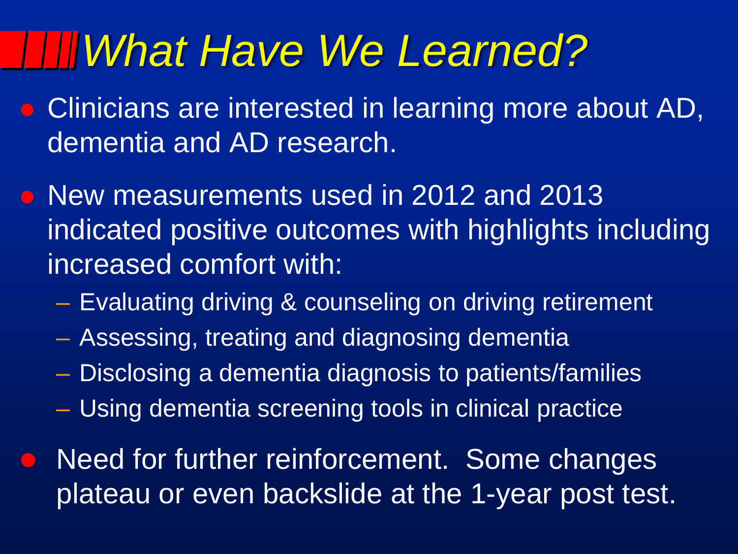# What Have We Learned?

- Clinicians are interested in learning more about AD, dementia and AD research.
- New measurements used in 2012 and 2013 indicated positive outcomes with highlights including increased comfort with:
  - Evaluating driving & counseling on driving retirement
  - Assessing, treating and diagnosing dementia
  - Disclosing a dementia diagnosis to patients/families
  - Using dementia screening tools in clinical practice
- Need for further reinforcement. Some changes plateau or even backslide at the 1-year post test.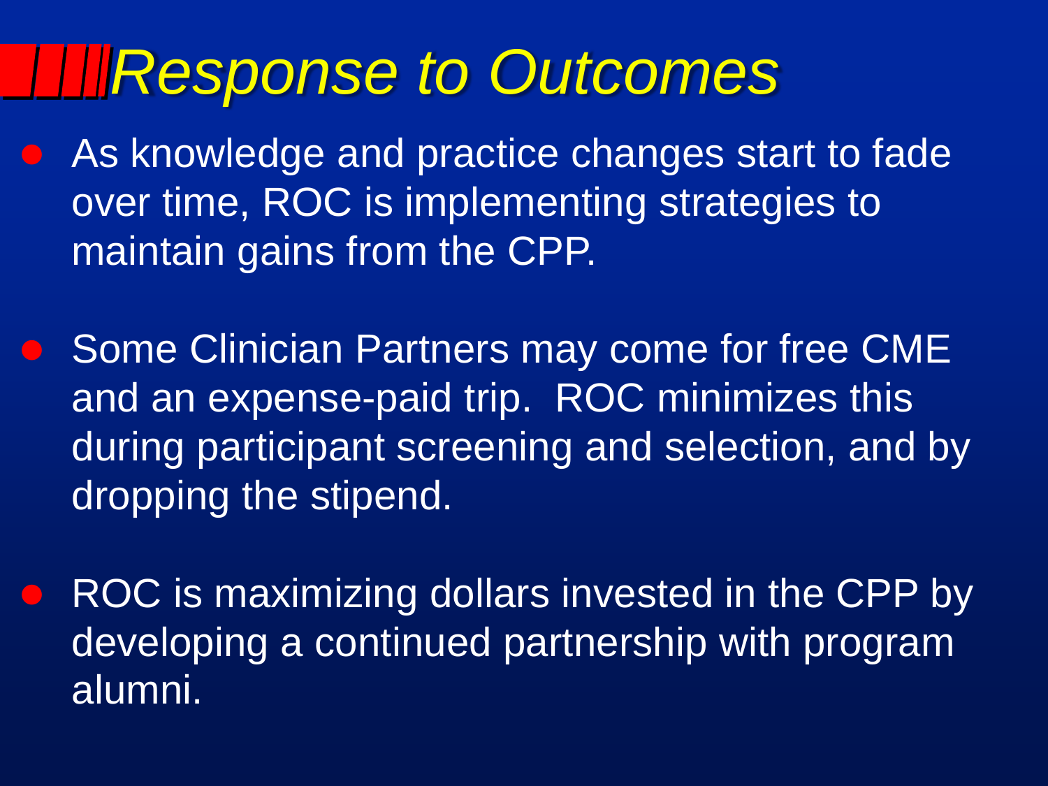# Response to Outcomes

- As knowledge and practice changes start to fade over time, ROC is implementing strategies to maintain gains from the CPP.

- Some Clinician Partners may come for free CME and an expense-paid trip. ROC minimizes this during participant screening and selection, and by dropping the stipend.

- ROC is maximizing dollars invested in the CPP by developing a continued partnership with program alumni.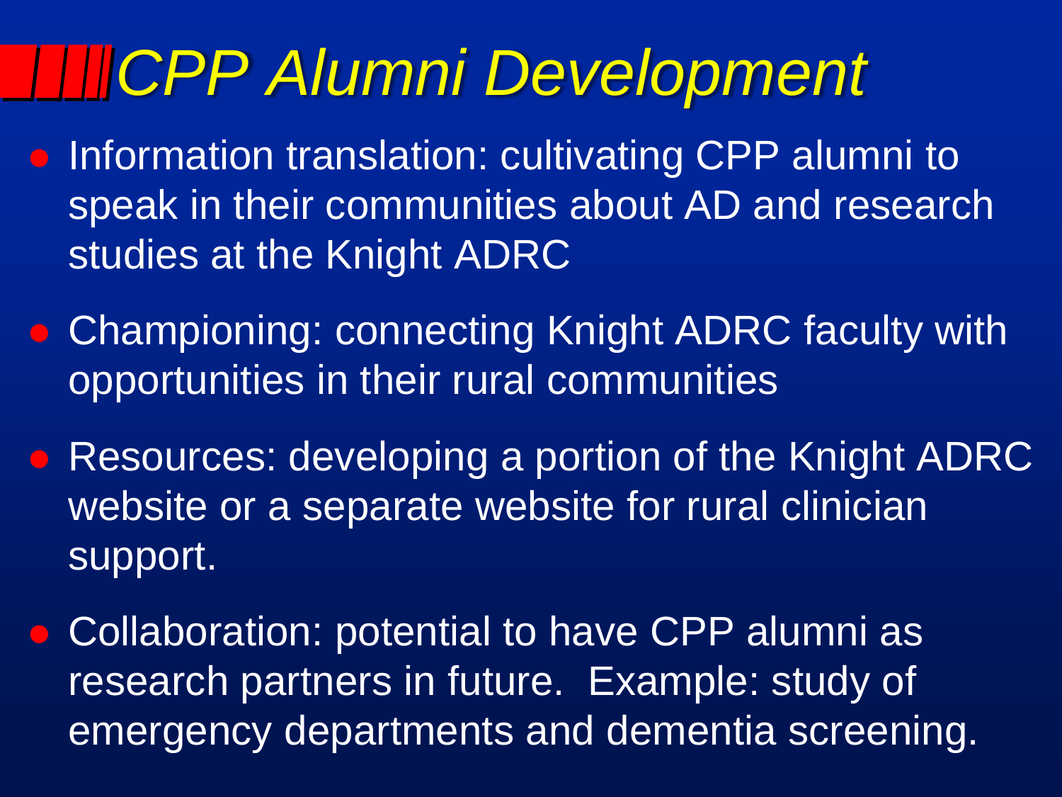# CPP Alumni Development

- Information translation: cultivating CPP alumni to speak in their communities about AD and research studies at the Knight ADRC
- Championing: connecting Knight ADRC faculty with opportunities in their rural communities
- Resources: developing a portion of the Knight ADRC website or a separate website for rural clinician support.
- Collaboration: potential to have CPP alumni as research partners in future. Example: study of emergency departments and dementia screening.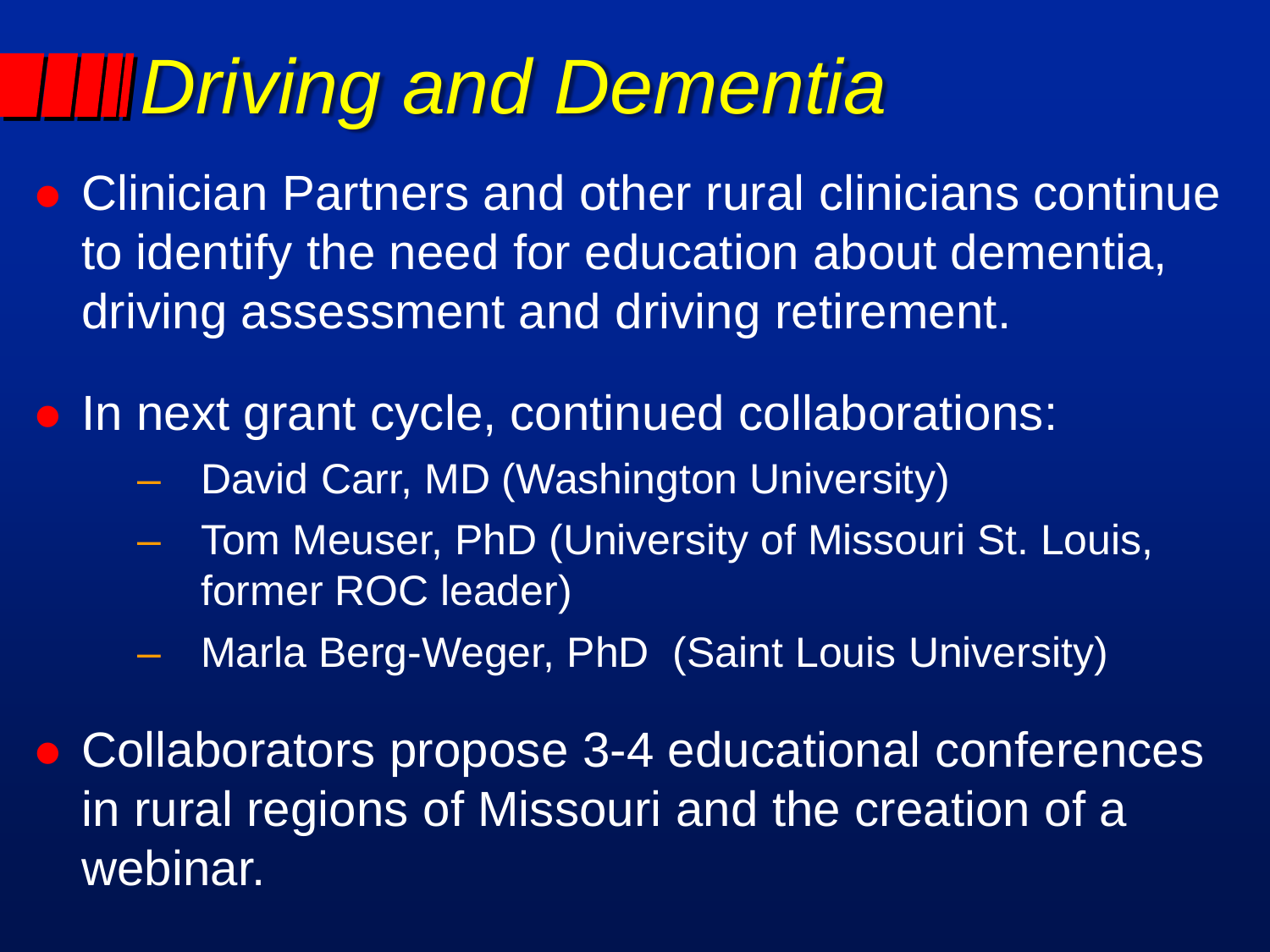# *Driving and Dementia*

- Clinician Partners and other rural clinicians continue to identify the need for education about dementia, driving assessment and driving retirement.
- In next grant cycle, continued collaborations:
  - David Carr, MD (Washington University)
  - Tom Meuser, PhD (University of Missouri St. Louis, former ROC leader)
  - Marla Berg-Weger, PhD (Saint Louis University)
- Collaborators propose 3-4 educational conferences in rural regions of Missouri and the creation of a webinar.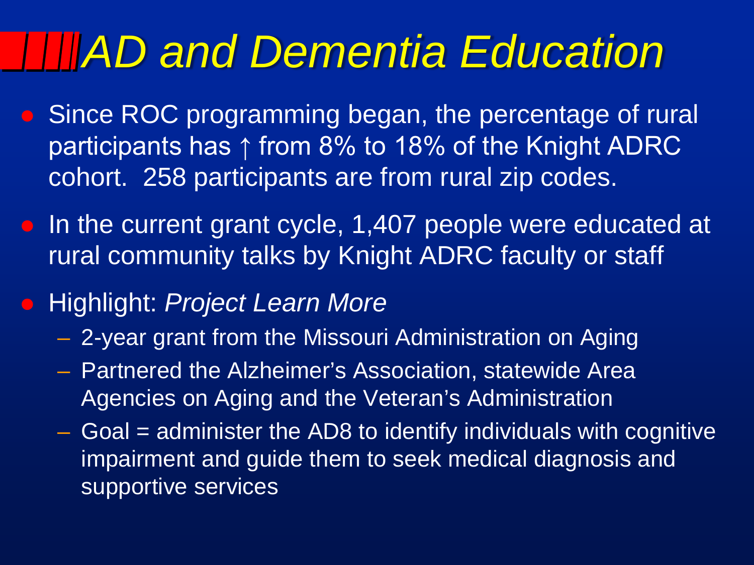# AD and Dementia Education

- Since ROC programming began, the percentage of rural participants has ↑ from 8% to 18% of the Knight ADRC cohort.  258 participants are from rural zip codes.
- In the current grant cycle, 1,407 people were educated at rural community talks by Knight ADRC faculty or staff
- Highlight: *Project Learn More*
  - 2-year grant from the Missouri Administration on Aging
  - Partnered the Alzheimer's Association, statewide Area Agencies on Aging and the Veteran's Administration
  - Goal = administer the AD8 to identify individuals with cognitive impairment and guide them to seek medical diagnosis and supportive services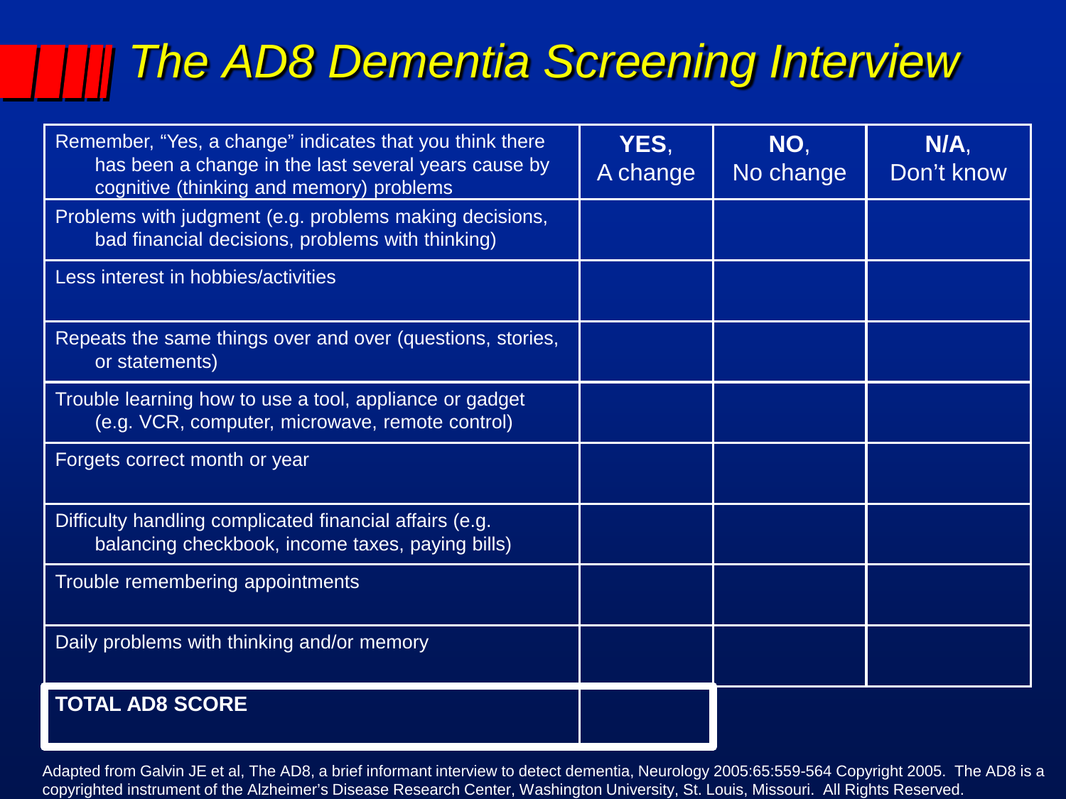# The AD8 Dementia Screening Interview

| Remember, "Yes, a change" indicates that you think there has been a change in the last several years cause by cognitive (thinking and memory) problems | **YES**, A change | **NO**, No change | **N/A**, Don't know |
|---|---|---|---|
| Problems with judgment (e.g. problems making decisions, bad financial decisions, problems with thinking) | | | |
| Less interest in hobbies/activities | | | |
| Repeats the same things over and over (questions, stories, or statements) | | | |
| Trouble learning how to use a tool, appliance or gadget (e.g. VCR, computer, microwave, remote control) | | | |
| Forgets correct month or year | | | |
| Difficulty handling complicated financial affairs (e.g. balancing checkbook, income taxes, paying bills) | | | |
| Trouble remembering appointments | | | |
| Daily problems with thinking and/or memory | | | |
| **TOTAL AD8 SCORE** | | | |

Adapted from Galvin JE et al, The AD8, a brief informant interview to detect dementia, Neurology 2005:65:559-564 Copyright 2005. The AD8 is a copyrighted instrument of the Alzheimer's Disease Research Center, Washington University, St. Louis, Missouri. All Rights Reserved.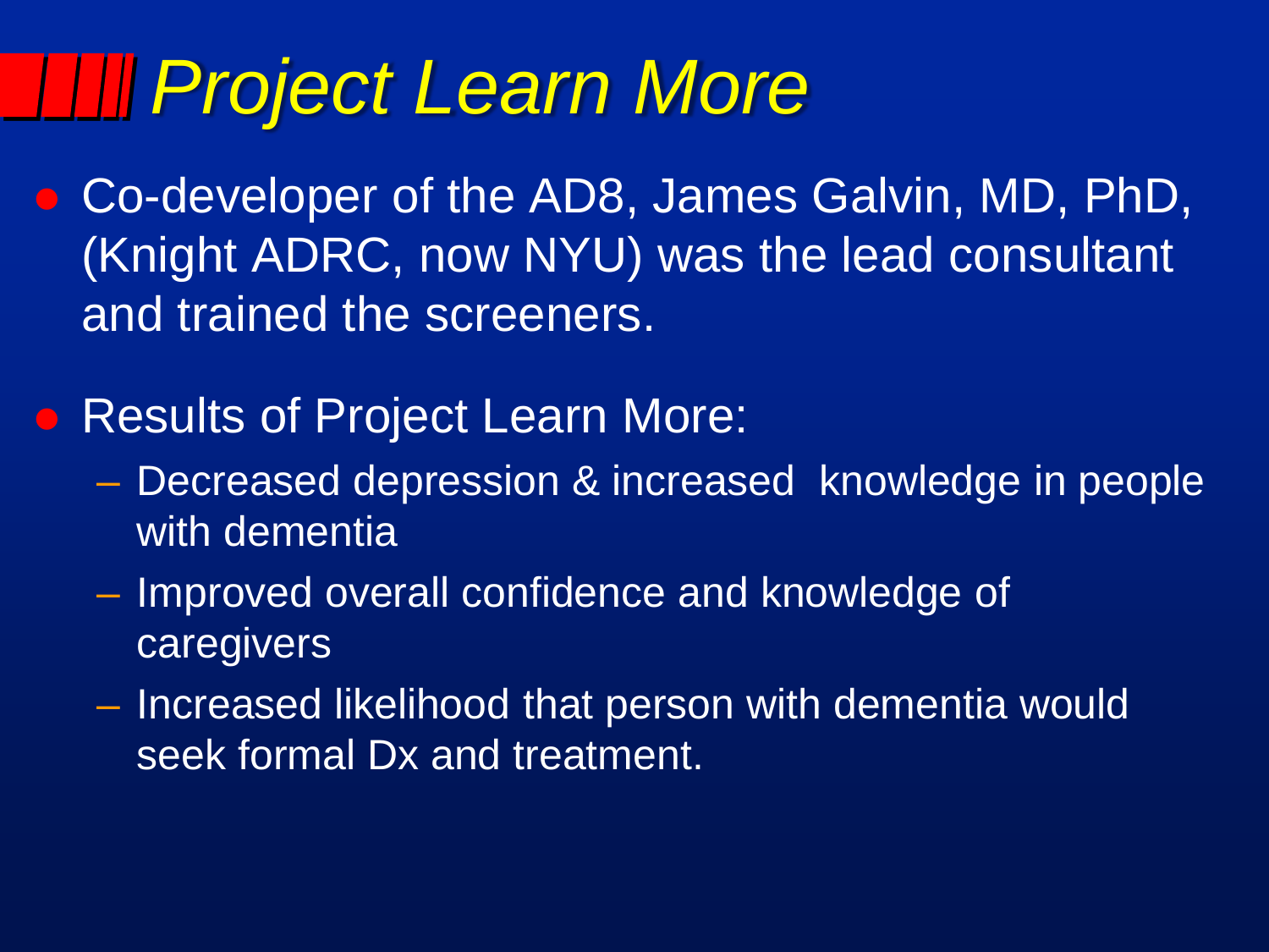# Project Learn More

- Co-developer of the AD8, James Galvin, MD, PhD, (Knight ADRC, now NYU) was the lead consultant and trained the screeners.
- Results of Project Learn More:
  - Decreased depression & increased knowledge in people with dementia
  - Improved overall confidence and knowledge of caregivers
  - Increased likelihood that person with dementia would seek formal Dx and treatment.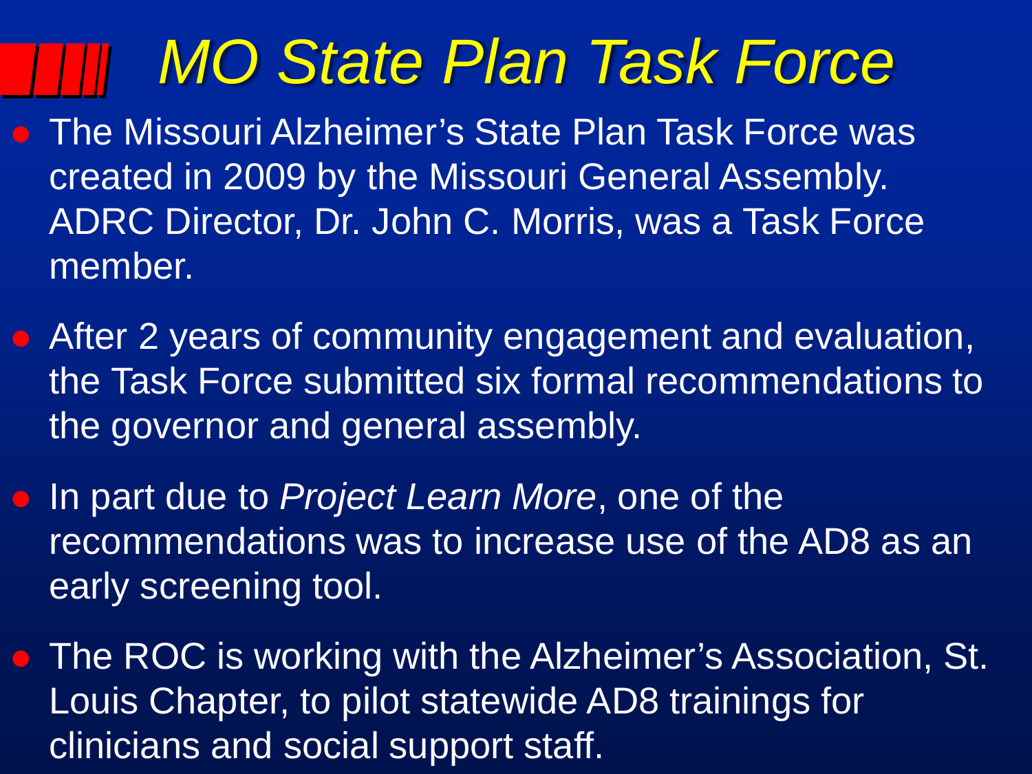# MO State Plan Task Force

- The Missouri Alzheimer's State Plan Task Force was created in 2009 by the Missouri General Assembly. ADRC Director, Dr. John C. Morris, was a Task Force member.
- After 2 years of community engagement and evaluation, the Task Force submitted six formal recommendations to the governor and general assembly.
- In part due to *Project Learn More*, one of the recommendations was to increase use of the AD8 as an early screening tool.
- The ROC is working with the Alzheimer's Association, St. Louis Chapter, to pilot statewide AD8 trainings for clinicians and social support staff.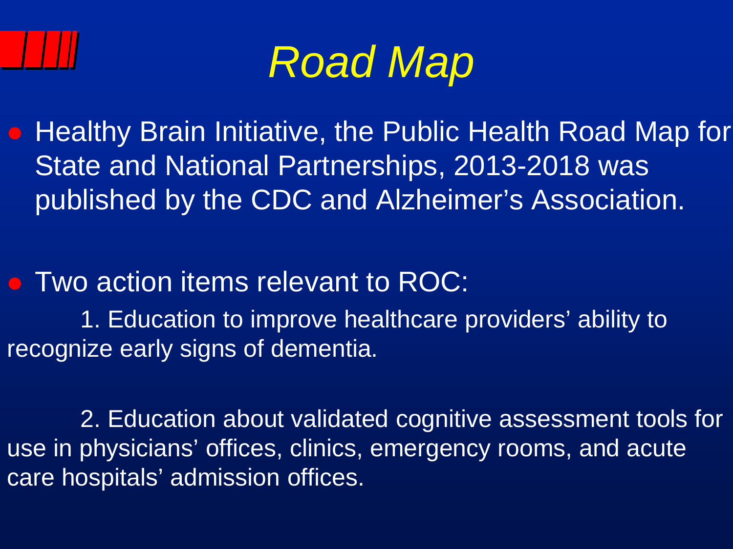# *Road Map*

- Healthy Brain Initiative, the Public Health Road Map for State and National Partnerships, 2013-2018 was published by the CDC and Alzheimer's Association.

- Two action items relevant to ROC:

  1. Education to improve healthcare providers' ability to recognize early signs of dementia.

  2. Education about validated cognitive assessment tools for use in physicians' offices, clinics, emergency rooms, and acute care hospitals' admission offices.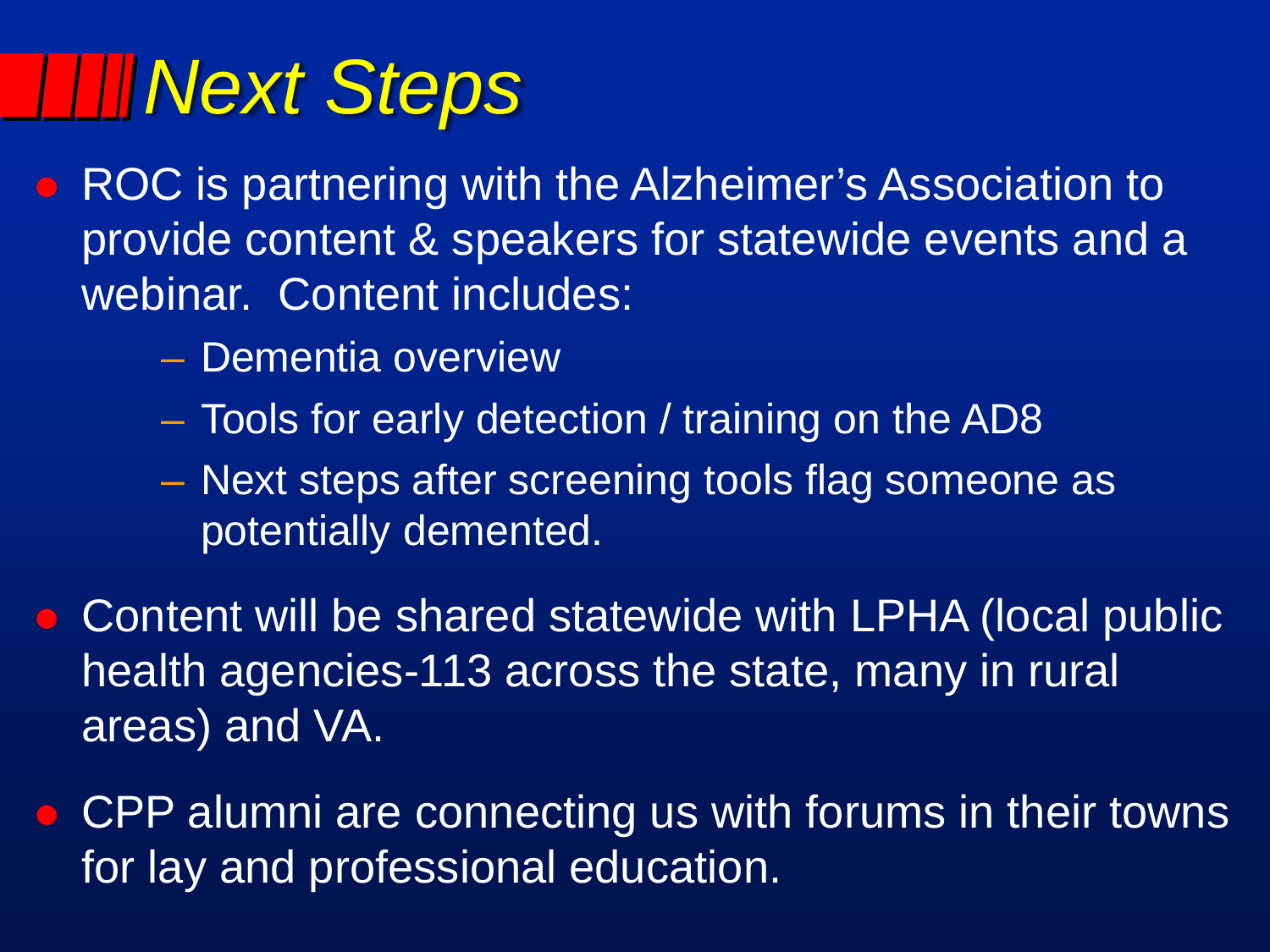# Next Steps

- ROC is partnering with the Alzheimer's Association to provide content & speakers for statewide events and a webinar. Content includes:
  - Dementia overview
  - Tools for early detection / training on the AD8
  - Next steps after screening tools flag someone as potentially demented.
- Content will be shared statewide with LPHA (local public health agencies-113 across the state, many in rural areas) and VA.
- CPP alumni are connecting us with forums in their towns for lay and professional education.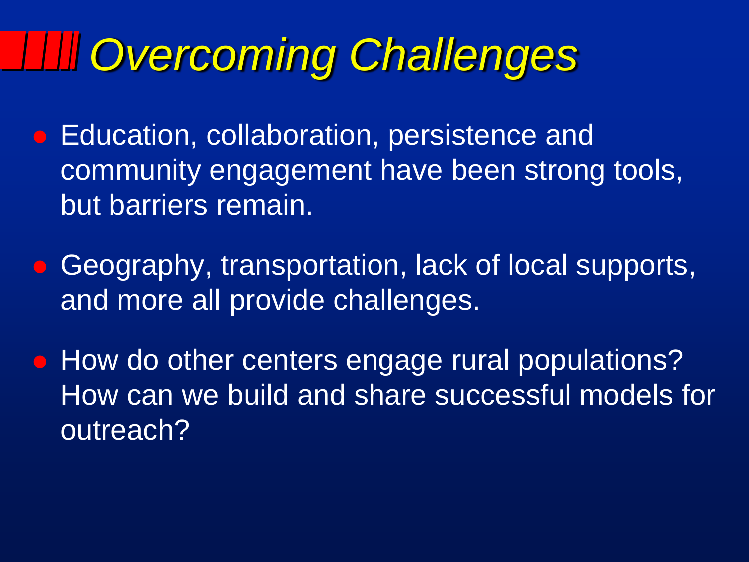# Overcoming Challenges

- Education, collaboration, persistence and community engagement have been strong tools, but barriers remain.
- Geography, transportation, lack of local supports, and more all provide challenges.
- How do other centers engage rural populations? How can we build and share successful models for outreach?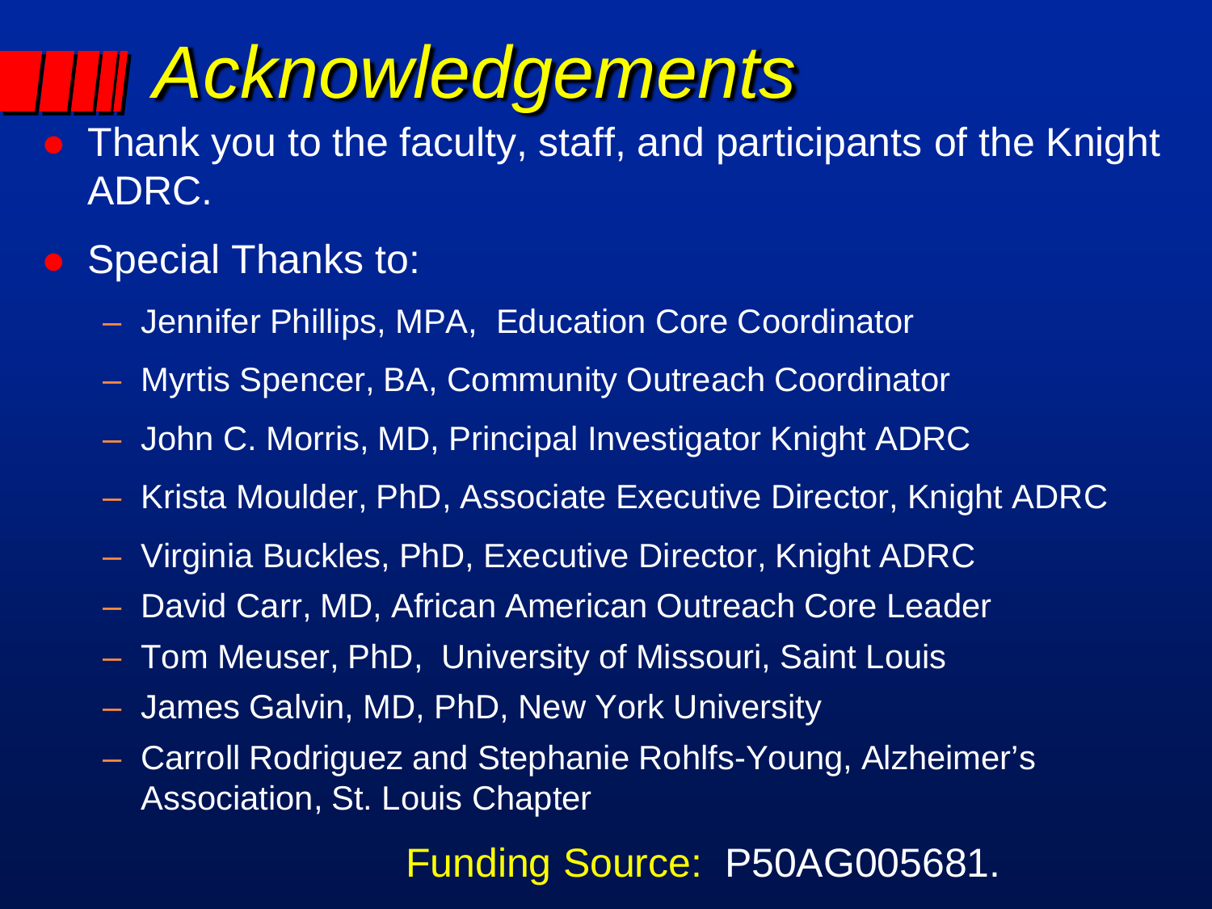# Acknowledgements

- Thank you to the faculty, staff, and participants of the Knight ADRC.
- Special Thanks to:
  - Jennifer Phillips, MPA, Education Core Coordinator
  - Myrtis Spencer, BA, Community Outreach Coordinator
  - John C. Morris, MD, Principal Investigator Knight ADRC
  - Krista Moulder, PhD, Associate Executive Director, Knight ADRC
  - Virginia Buckles, PhD, Executive Director, Knight ADRC
  - David Carr, MD, African American Outreach Core Leader
  - Tom Meuser, PhD, University of Missouri, Saint Louis
  - James Galvin, MD, PhD, New York University
  - Carroll Rodriguez and Stephanie Rohlfs-Young, Alzheimer's Association, St. Louis Chapter

Funding Source: P50AG005681.